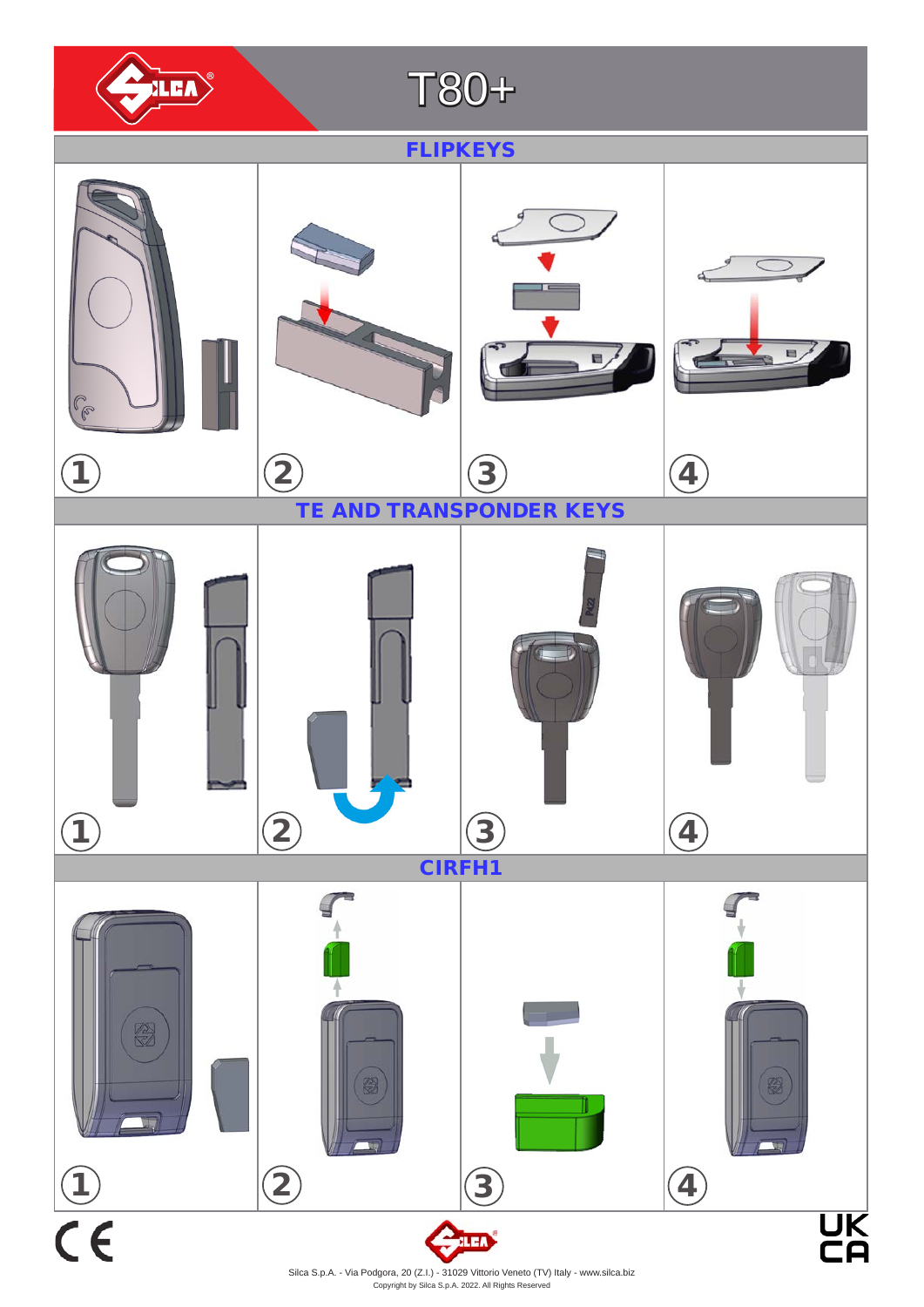# T80+

## FLIPKEYS

1 2 3 4

## TE AND TRANSPONDER KEYS

1 2 3 4

## CIRFH1

1 2 3 4

Silca S.p.A. - Via Podgora, 20 (Z.I.) - 31029 Vittorio Veneto (TV) Italy - www.silca.biz
Copyright by Silca S.p.A. 2022. All Rights Reserved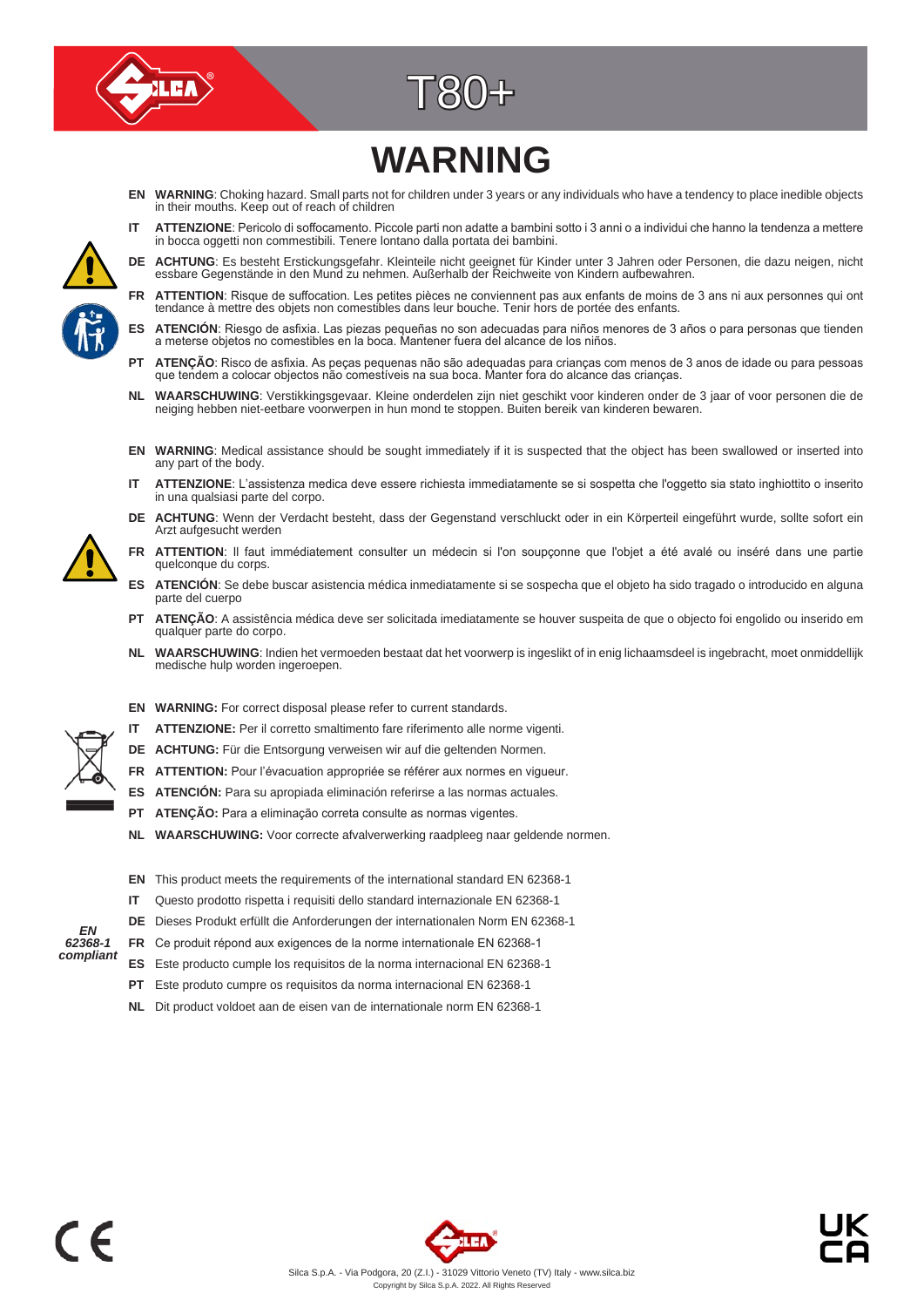# T80+

# WARNING

**EN** **WARNING**: Choking hazard. Small parts not for children under 3 years or any individuals who have a tendency to place inedible objects in their mouths. Keep out of reach of children

**IT** **ATTENZIONE**: Pericolo di soffocamento. Piccole parti non adatte a bambini sotto i 3 anni o a individui che hanno la tendenza a mettere in bocca oggetti non commestibili. Tenere lontano dalla portata dei bambini.

**DE** **ACHTUNG**: Es besteht Erstickungsgefahr. Kleinteile nicht geeignet für Kinder unter 3 Jahren oder Personen, die dazu neigen, nicht essbare Gegenstände in den Mund zu nehmen. Außerhalb der Reichweite von Kindern aufbewahren.

**FR** **ATTENTION**: Risque de suffocation. Les petites pièces ne conviennent pas aux enfants de moins de 3 ans ni aux personnes qui ont tendance à mettre des objets non comestibles dans leur bouche. Tenir hors de portée des enfants.

**ES** **ATENCIÓN**: Riesgo de asfixia. Las piezas pequeñas no son adecuadas para niños menores de 3 años o para personas que tienden a meterse objetos no comestibles en la boca. Mantener fuera del alcance de los niños.

**PT** **ATENÇÃO**: Risco de asfixia. As peças pequenas não são adequadas para crianças com menos de 3 anos de idade ou para pessoas que tendem a colocar objectos não comestíveis na sua boca. Manter fora do alcance das crianças.

**NL** **WAARSCHUWING**: Verstikkingsgevaar. Kleine onderdelen zijn niet geschikt voor kinderen onder de 3 jaar of voor personen die de neiging hebben niet-eetbare voorwerpen in hun mond te stoppen. Buiten bereik van kinderen bewaren.

**EN** **WARNING**: Medical assistance should be sought immediately if it is suspected that the object has been swallowed or inserted into any part of the body.

**IT** **ATTENZIONE**: L'assistenza medica deve essere richiesta immediatamente se si sospetta che l'oggetto sia stato inghiottito o inserito in una qualsiasi parte del corpo.

**DE** **ACHTUNG**: Wenn der Verdacht besteht, dass der Gegenstand verschluckt oder in ein Körperteil eingeführt wurde, sollte sofort ein Arzt aufgesucht werden

**FR** **ATTENTION**: Il faut immédiatement consulter un médecin si l'on soupçonne que l'objet a été avalé ou inséré dans une partie quelconque du corps.

**ES** **ATENCIÓN**: Se debe buscar asistencia médica inmediatamente si se sospecha que el objeto ha sido tragado o introducido en alguna parte del cuerpo

**PT** **ATENÇÃO**: A assistência médica deve ser solicitada imediatamente se houver suspeita de que o objecto foi engolido ou inserido em qualquer parte do corpo.

**NL** **WAARSCHUWING**: Indien het vermoeden bestaat dat het voorwerp is ingeslikt of in enig lichaamsdeel is ingebracht, moet onmiddellijk medische hulp worden ingeroepen.

**EN** **WARNING:** For correct disposal please refer to current standards.

**IT** **ATTENZIONE:** Per il corretto smaltimento fare riferimento alle norme vigenti.

**DE** **ACHTUNG:** Für die Entsorgung verweisen wir auf die geltenden Normen.

**FR** **ATTENTION:** Pour l'évacuation appropriée se référer aux normes en vigueur.

**ES** **ATENCIÓN:** Para su apropiada eliminación referirse a las normas actuales.

**PT** **ATENÇÃO:** Para a eliminação correta consulte as normas vigentes.

**NL** **WAARSCHUWING:** Voor correcte afvalverwerking raadpleeg naar geldende normen.

***EN 62368-1 compliant***

**EN** This product meets the requirements of the international standard EN 62368-1

**IT** Questo prodotto rispetta i requisiti dello standard internazionale EN 62368-1

**DE** Dieses Produkt erfüllt die Anforderungen der internationalen Norm EN 62368-1

**FR** Ce produit répond aux exigences de la norme internationale EN 62368-1

**ES** Este producto cumple los requisitos de la norma internacional EN 62368-1

**PT** Este produto cumpre os requisitos da norma internacional EN 62368-1

**NL** Dit product voldoet aan de eisen van de internationale norm EN 62368-1

CE

UK CA

Silca S.p.A. - Via Podgora, 20 (Z.I.) - 31029 Vittorio Veneto (TV) Italy - www.silca.biz
Copyright by Silca S.p.A. 2022. All Rights Reserved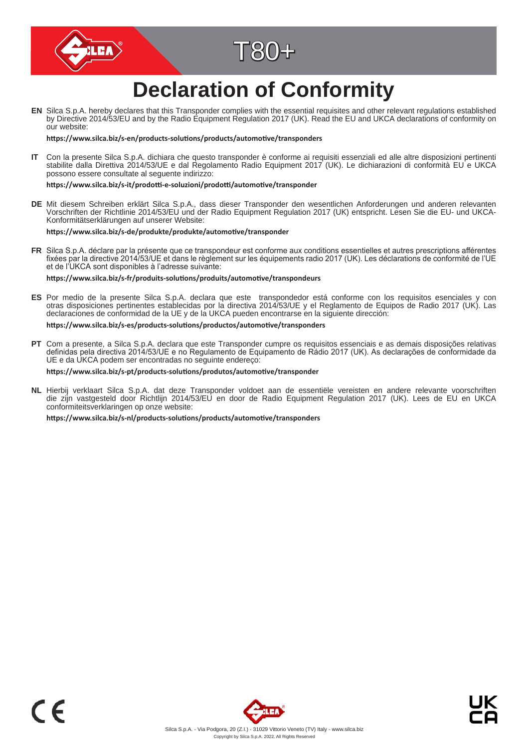T80+

# Declaration of Conformity

**EN** Silca S.p.A. hereby declares that this Transponder complies with the essential requisites and other relevant regulations established by Directive 2014/53/EU and by the Radio Equipment Regulation 2017 (UK). Read the EU and UKCA declarations of conformity on our website:

**https://www.silca.biz/s-en/products-solutions/products/automotive/transponders**

**IT** Con la presente Silca S.p.A. dichiara che questo transponder è conforme ai requisiti essenziali ed alle altre disposizioni pertinenti stabilite dalla Direttiva 2014/53/UE e dal Regolamento Radio Equipment 2017 (UK). Le dichiarazioni di conformità EU e UKCA possono essere consultate al seguente indirizzo:

**https://www.silca.biz/s-it/prodotti-e-soluzioni/prodotti/automotive/transponder**

**DE** Mit diesem Schreiben erklärt Silca S.p.A., dass dieser Transponder den wesentlichen Anforderungen und anderen relevanten Vorschriften der Richtlinie 2014/53/EU und der Radio Equipment Regulation 2017 (UK) entspricht. Lesen Sie die EU- und UKCA-Konformitätserklärungen auf unserer Website:

**https://www.silca.biz/s-de/produkte/produkte/automotive/transponder**

**FR** Silca S.p.A. déclare par la présente que ce transpondeur est conforme aux conditions essentielles et autres prescriptions afférentes fixées par la directive 2014/53/UE et dans le règlement sur les équipements radio 2017 (UK). Les déclarations de conformité de l'UE et de l'UKCA sont disponibles à l'adresse suivante:

**https://www.silca.biz/s-fr/produits-solutions/produits/automotive/transpondeurs**

**ES** Por medio de la presente Silca S.p.A. declara que este transpondedor está conforme con los requisitos esenciales y con otras disposiciones pertinentes establecidas por la directiva 2014/53/UE y el Reglamento de Equipos de Radio 2017 (UK). Las declaraciones de conformidad de la UE y de la UKCA pueden encontrarse en la siguiente dirección:

**https://www.silca.biz/s-es/products-solutions/productos/automotive/transponders**

**PT** Com a presente, a Silca S.p.A. declara que este Transponder cumpre os requisitos essenciais e as demais disposições relativas definidas pela directiva 2014/53/UE e no Regulamento de Equipamento de Rádio 2017 (UK). As declarações de conformidade da UE e da UKCA podem ser encontradas no seguinte endereço:

**https://www.silca.biz/s-pt/products-solutions/produtos/automotive/transponder**

**NL** Hierbij verklaart Silca S.p.A. dat deze Transponder voldoet aan de essentiële vereisten en andere relevante voorschriften die zijn vastgesteld door Richtlijn 2014/53/EU en door de Radio Equipment Regulation 2017 (UK). Lees de EU en UKCA conformiteitsverklaringen op onze website:

**https://www.silca.biz/s-nl/products-solutions/products/automotive/transponders**

CE

UK CA

Silca S.p.A. - Via Podgora, 20 (Z.I.) - 31029 Vittorio Veneto (TV) Italy - www.silca.biz
Copyright by Silca S.p.A. 2022. All Rights Reserved